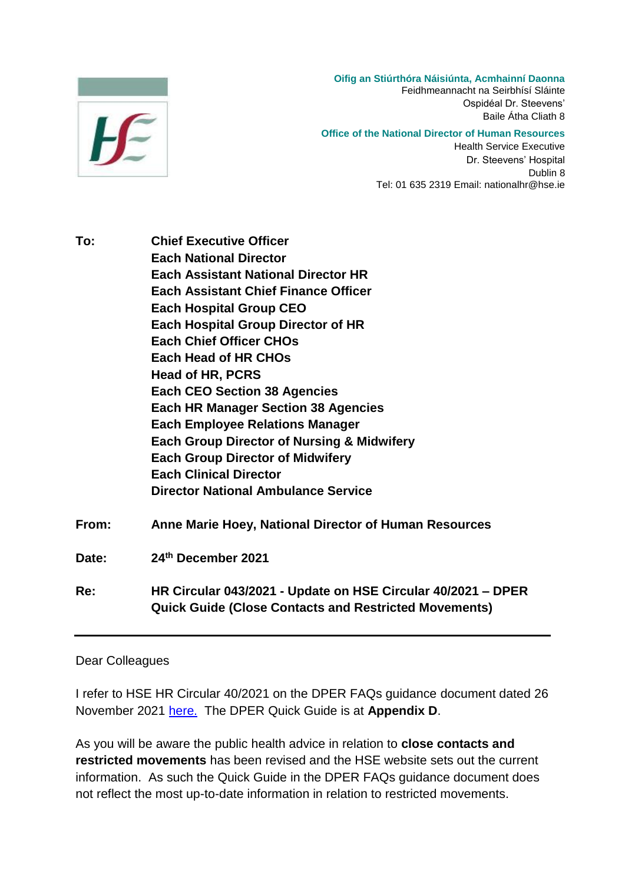**Oifig an Stiúrthóra Náisiúnta, Acmhainní Daonna**
Feidhmeannacht na Seirbhísí Sláinte
Ospidéal Dr. Steevens'
Baile Átha Cliath 8

**Office of the National Director of Human Resources**
Health Service Executive
Dr. Steevens' Hospital
Dublin 8
Tel: 01 635 2319 Email: nationalhr@hse.ie

**To:** **Chief Executive Officer**
**Each National Director**
**Each Assistant National Director HR**
**Each Assistant Chief Finance Officer**
**Each Hospital Group CEO**
**Each Hospital Group Director of HR**
**Each Chief Officer CHOs**
**Each Head of HR CHOs**
**Head of HR, PCRS**
**Each CEO Section 38 Agencies**
**Each HR Manager Section 38 Agencies**
**Each Employee Relations Manager**
**Each Group Director of Nursing & Midwifery**
**Each Group Director of Midwifery**
**Each Clinical Director**
**Director National Ambulance Service**

**From:** **Anne Marie Hoey, National Director of Human Resources**

**Date:** **24th December 2021**

**Re:** **HR Circular 043/2021 - Update on HSE Circular 40/2021 – DPER Quick Guide (Close Contacts and Restricted Movements)**

---

Dear Colleagues

I refer to HSE HR Circular 40/2021 on the DPER FAQs guidance document dated 26 November 2021 here. The DPER Quick Guide is at **Appendix D**.

As you will be aware the public health advice in relation to **close contacts and restricted movements** has been revised and the HSE website sets out the current information. As such the Quick Guide in the DPER FAQs guidance document does not reflect the most up-to-date information in relation to restricted movements.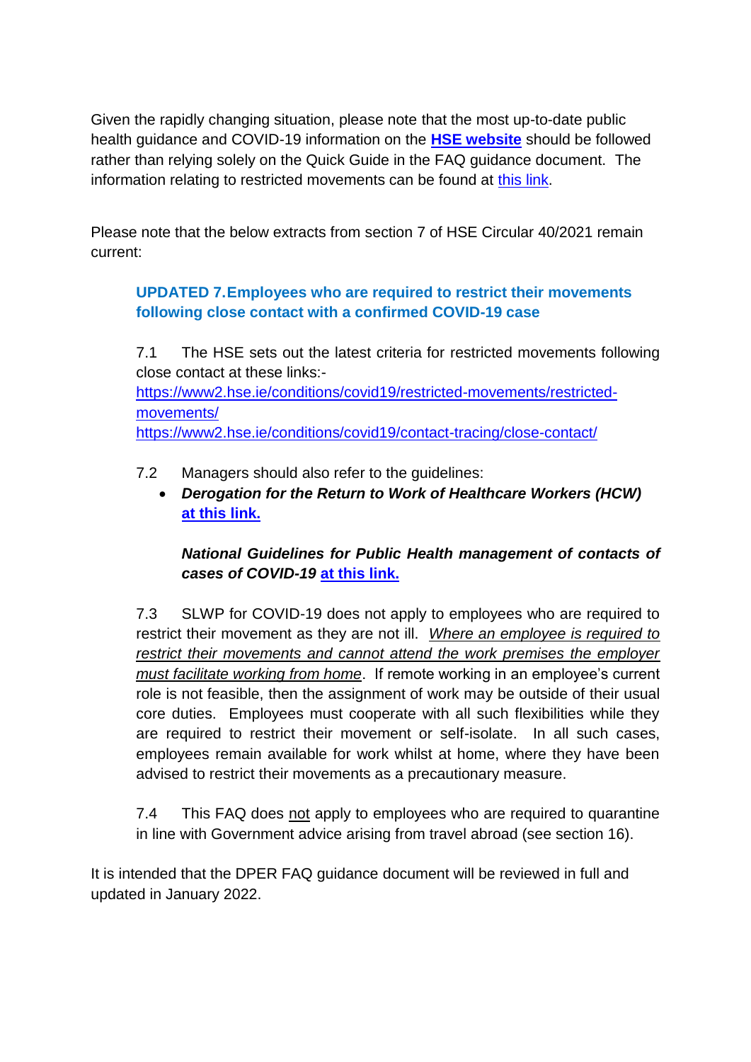Given the rapidly changing situation, please note that the most up-to-date public health guidance and COVID-19 information on the **HSE website** should be followed rather than relying solely on the Quick Guide in the FAQ guidance document. The information relating to restricted movements can be found at this link.

Please note that the below extracts from section 7 of HSE Circular 40/2021 remain current:

### UPDATED 7. Employees who are required to restrict their movements following close contact with a confirmed COVID-19 case

7.1 The HSE sets out the latest criteria for restricted movements following close contact at these links:-
https://www2.hse.ie/conditions/covid19/restricted-movements/restricted-movements/
https://www2.hse.ie/conditions/covid19/contact-tracing/close-contact/

7.2 Managers should also refer to the guidelines:

- ***Derogation for the Return to Work of Healthcare Workers (HCW)*** **at this link.**

  ***National Guidelines for Public Health management of contacts of cases of COVID-19*** **at this link.**

7.3 SLWP for COVID-19 does not apply to employees who are required to restrict their movement as they are not ill. *Where an employee is required to restrict their movements and cannot attend the work premises the employer must facilitate working from home*. If remote working in an employee's current role is not feasible, then the assignment of work may be outside of their usual core duties. Employees must cooperate with all such flexibilities while they are required to restrict their movement or self-isolate. In all such cases, employees remain available for work whilst at home, where they have been advised to restrict their movements as a precautionary measure.

7.4 This FAQ does not apply to employees who are required to quarantine in line with Government advice arising from travel abroad (see section 16).

It is intended that the DPER FAQ guidance document will be reviewed in full and updated in January 2022.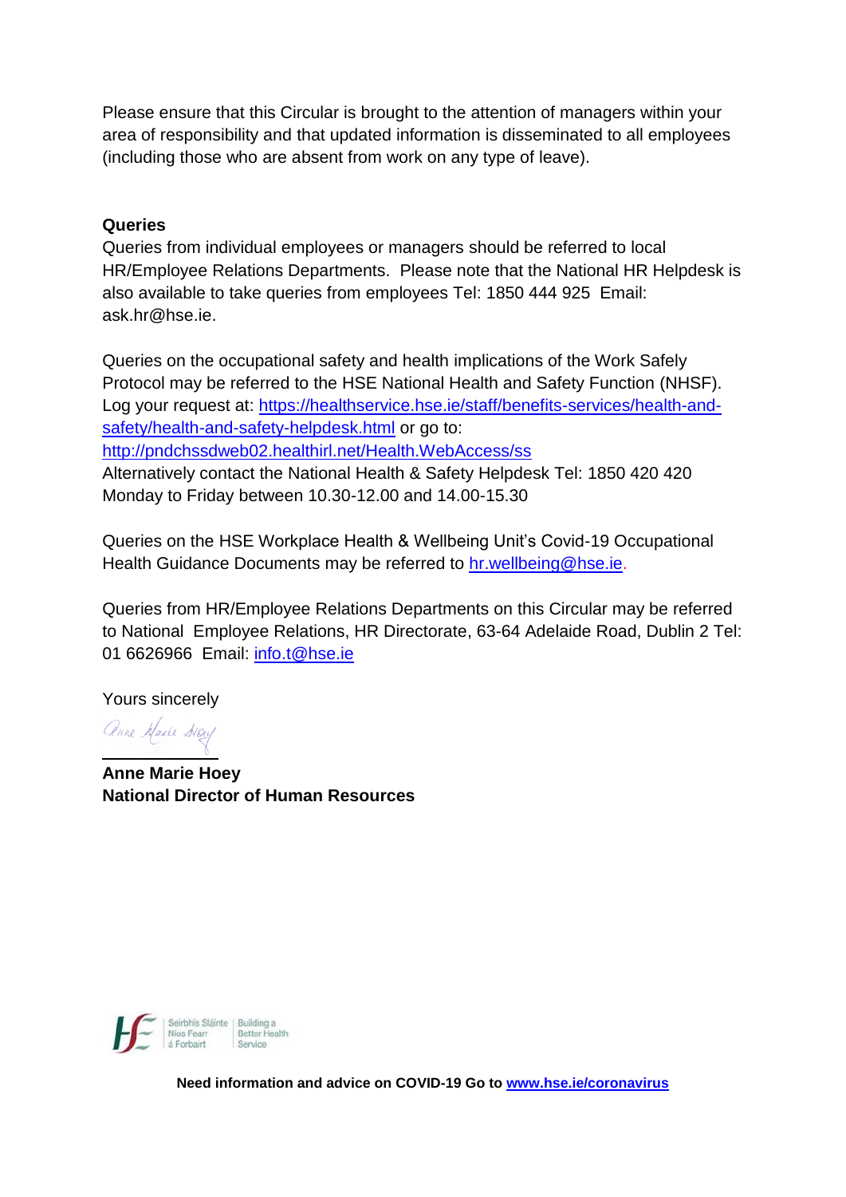Please ensure that this Circular is brought to the attention of managers within your area of responsibility and that updated information is disseminated to all employees (including those who are absent from work on any type of leave).

**Queries**

Queries from individual employees or managers should be referred to local HR/Employee Relations Departments. Please note that the National HR Helpdesk is also available to take queries from employees Tel: 1850 444 925 Email: ask.hr@hse.ie.

Queries on the occupational safety and health implications of the Work Safely Protocol may be referred to the HSE National Health and Safety Function (NHSF). Log your request at: https://healthservice.hse.ie/staff/benefits-services/health-and-safety/health-and-safety-helpdesk.html or go to: http://pndchssdweb02.healthirl.net/Health.WebAccess/ss
Alternatively contact the National Health & Safety Helpdesk Tel: 1850 420 420 Monday to Friday between 10.30-12.00 and 14.00-15.30

Queries on the HSE Workplace Health & Wellbeing Unit's Covid-19 Occupational Health Guidance Documents may be referred to hr.wellbeing@hse.ie.

Queries from HR/Employee Relations Departments on this Circular may be referred to National Employee Relations, HR Directorate, 63-64 Adelaide Road, Dublin 2 Tel: 01 6626966 Email: info.t@hse.ie

Yours sincerely

Anne Marie Hoey

**Anne Marie Hoey**
**National Director of Human Resources**

Seirbhís Sláinte Níos Fearr á Forbairt | Building a Better Health Service

**Need information and advice on COVID-19 Go to www.hse.ie/coronavirus**